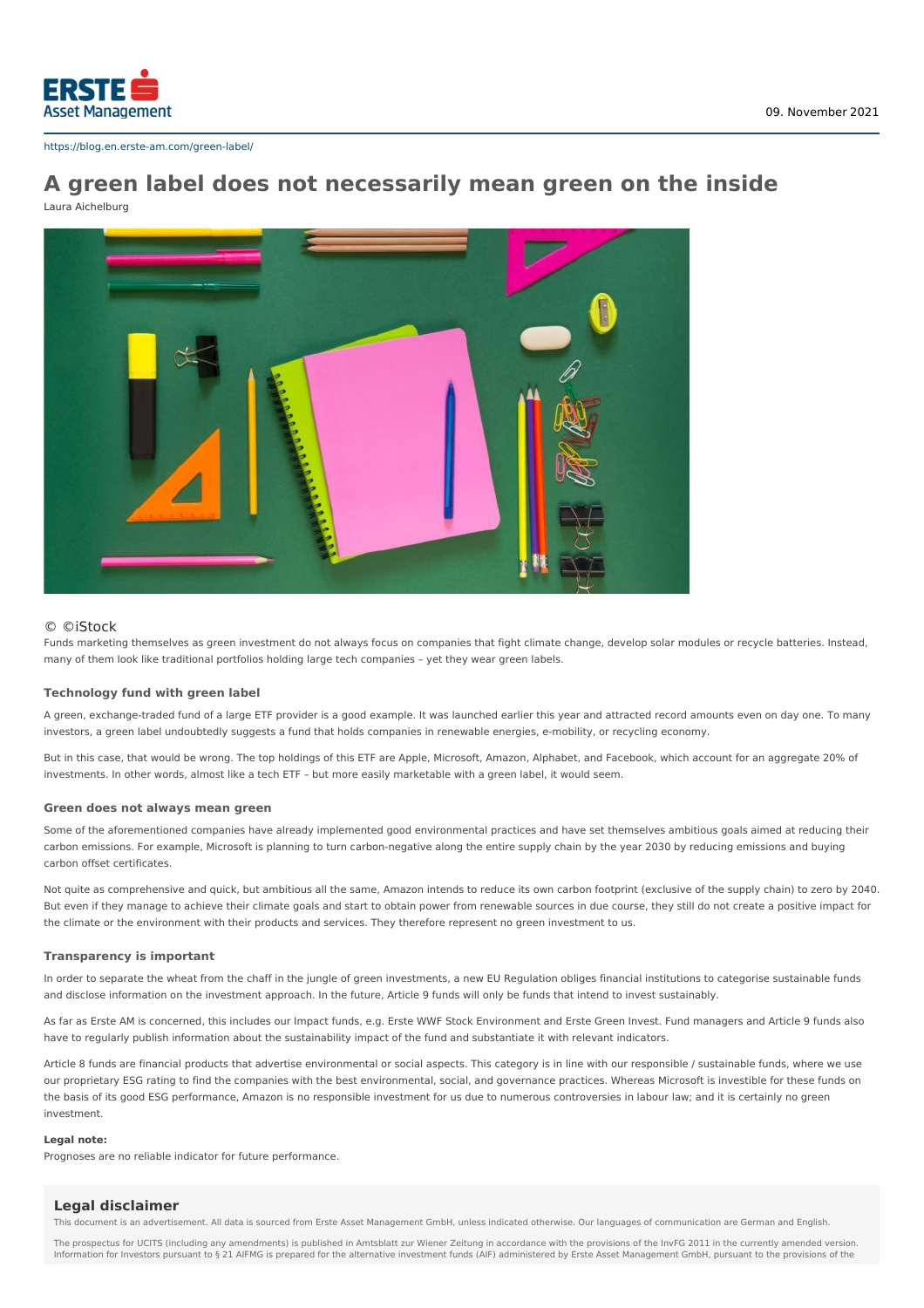09. November 2021

https://blog.en.erste-am.com/green-label/

# A green label does not necessarily mean green on the inside

Laura Aichelburg

© ©iStock

Funds marketing themselves as green investment do not always focus on companies that fight climate change, develop solar modules or recycle batteries. Instead, many of them look like traditional portfolios holding large tech companies – yet they wear green labels.

### Technology fund with green label

A green, exchange-traded fund of a large ETF provider is a good example. It was launched earlier this year and attracted record amounts even on day one. To many investors, a green label undoubtedly suggests a fund that holds companies in renewable energies, e-mobility, or recycling economy.

But in this case, that would be wrong. The top holdings of this ETF are Apple, Microsoft, Amazon, Alphabet, and Facebook, which account for an aggregate 20% of investments. In other words, almost like a tech ETF – but more easily marketable with a green label, it would seem.

### Green does not always mean green

Some of the aforementioned companies have already implemented good environmental practices and have set themselves ambitious goals aimed at reducing their carbon emissions. For example, Microsoft is planning to turn carbon-negative along the entire supply chain by the year 2030 by reducing emissions and buying carbon offset certificates.

Not quite as comprehensive and quick, but ambitious all the same, Amazon intends to reduce its own carbon footprint (exclusive of the supply chain) to zero by 2040. But even if they manage to achieve their climate goals and start to obtain power from renewable sources in due course, they still do not create a positive impact for the climate or the environment with their products and services. They therefore represent no green investment to us.

### Transparency is important

In order to separate the wheat from the chaff in the jungle of green investments, a new EU Regulation obliges financial institutions to categorise sustainable funds and disclose information on the investment approach. In the future, Article 9 funds will only be funds that intend to invest sustainably.

As far as Erste AM is concerned, this includes our Impact funds, e.g. Erste WWF Stock Environment and Erste Green Invest. Fund managers and Article 9 funds also have to regularly publish information about the sustainability impact of the fund and substantiate it with relevant indicators.

Article 8 funds are financial products that advertise environmental or social aspects. This category is in line with our responsible / sustainable funds, where we use our proprietary ESG rating to find the companies with the best environmental, social, and governance practices. Whereas Microsoft is investible for these funds on the basis of its good ESG performance, Amazon is no responsible investment for us due to numerous controversies in labour law; and it is certainly no green investment.

**Legal note:**

Prognoses are no reliable indicator for future performance.

## Legal disclaimer

This document is an advertisement. All data is sourced from Erste Asset Management GmbH, unless indicated otherwise. Our languages of communication are German and English.

The prospectus for UCITS (including any amendments) is published in Amtsblatt zur Wiener Zeitung in accordance with the provisions of the InvFG 2011 in the currently amended version. Information for Investors pursuant to § 21 AIFMG is prepared for the alternative investment funds (AIF) administered by Erste Asset Management GmbH, pursuant to the provisions of the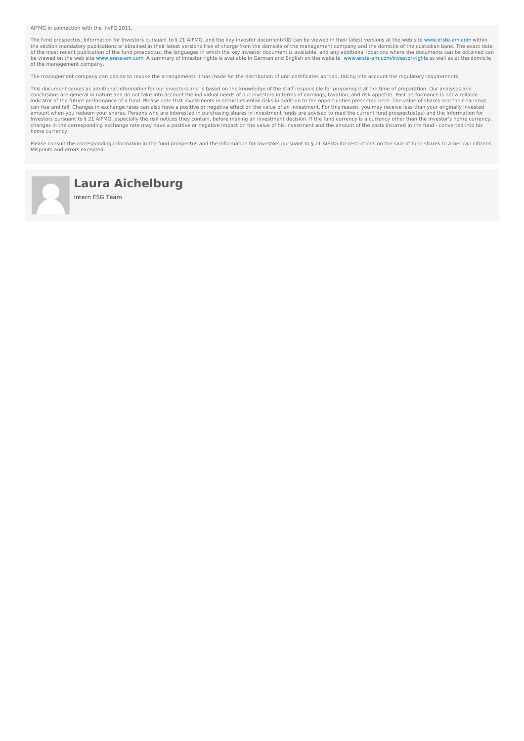AIFMG in connection with the InvFG 2011.

The fund prospectus, Information for Investors pursuant to § 21 AIFMG, and the key investor document/KID can be viewed in their latest versions at the web site www.erste-am.com within the section mandatory publications or obtained in their latest versions free of charge from the domicile of the management company and the domicile of the custodian bank. The exact date of the most recent publication of the fund prospectus, the languages in which the key investor document is available, and any additional locations where the documents can be obtained can be viewed on the web site www.erste-am.com. A summary of investor rights is available in German and English on the website www.erste-am.com/investor-rights as well as at the domicile of the management company.

The management company can decide to revoke the arrangements it has made for the distribution of unit certificates abroad, taking into account the regulatory requirements.

This document serves as additional information for our investors and is based on the knowledge of the staff responsible for preparing it at the time of preparation. Our analyses and conclusions are general in nature and do not take into account the individual needs of our investors in terms of earnings, taxation, and risk appetite. Past performance is not a reliable indicator of the future performance of a fund. Please note that investments in securities entail risks in addition to the opportunities presented here. The value of shares and their earnings can rise and fall. Changes in exchange rates can also have a positive or negative effect on the value of an investment. For this reason, you may receive less than your originally invested amount when you redeem your shares. Persons who are interested in purchasing shares in investment funds are advised to read the current fund prospectus(es) and the Information for Investors pursuant to § 21 AIFMG, especially the risk notices they contain, before making an investment decision. If the fund currency is a currency other than the investor's home currency, changes in the corresponding exchange rate may have a positive or negative impact on the value of his investment and the amount of the costs incurred in the fund - converted into his home currency.

Please consult the corresponding information in the fund prospectus and the Information for Investors pursuant to § 21 AIFMG for restrictions on the sale of fund shares to American citizens. Misprints and errors excepted.

## Laura Aichelburg

Intern ESG Team